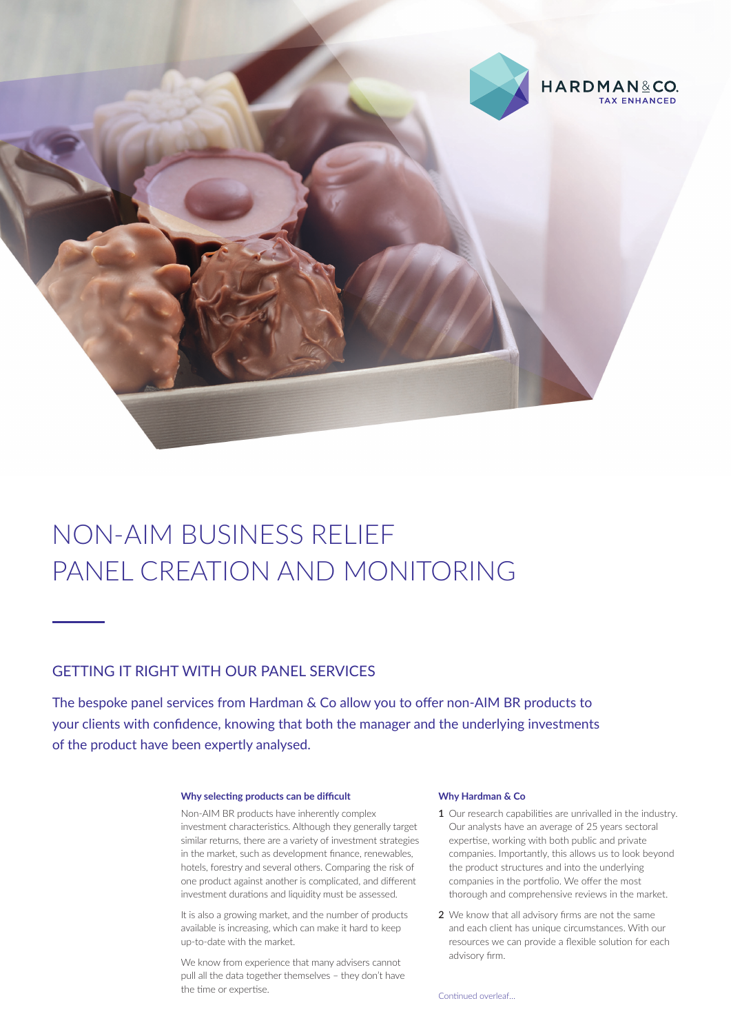HARDMAN & CO.
TAX ENHANCED

# NON-AIM BUSINESS RELIEF PANEL CREATION AND MONITORING

## GETTING IT RIGHT WITH OUR PANEL SERVICES

The bespoke panel services from Hardman & Co allow you to offer non-AIM BR products to your clients with confidence, knowing that both the manager and the underlying investments of the product have been expertly analysed.

**Why selecting products can be difficult**

Non-AIM BR products have inherently complex investment characteristics. Although they generally target similar returns, there are a variety of investment strategies in the market, such as development finance, renewables, hotels, forestry and several others. Comparing the risk of one product against another is complicated, and different investment durations and liquidity must be assessed.

It is also a growing market, and the number of products available is increasing, which can make it hard to keep up-to-date with the market.

We know from experience that many advisers cannot pull all the data together themselves – they don't have the time or expertise.

**Why Hardman & Co**

1. Our research capabilities are unrivalled in the industry. Our analysts have an average of 25 years sectoral expertise, working with both public and private companies. Importantly, this allows us to look beyond the product structures and into the underlying companies in the portfolio. We offer the most thorough and comprehensive reviews in the market.
2. We know that all advisory firms are not the same and each client has unique circumstances. With our resources we can provide a flexible solution for each advisory firm.

Continued overleaf...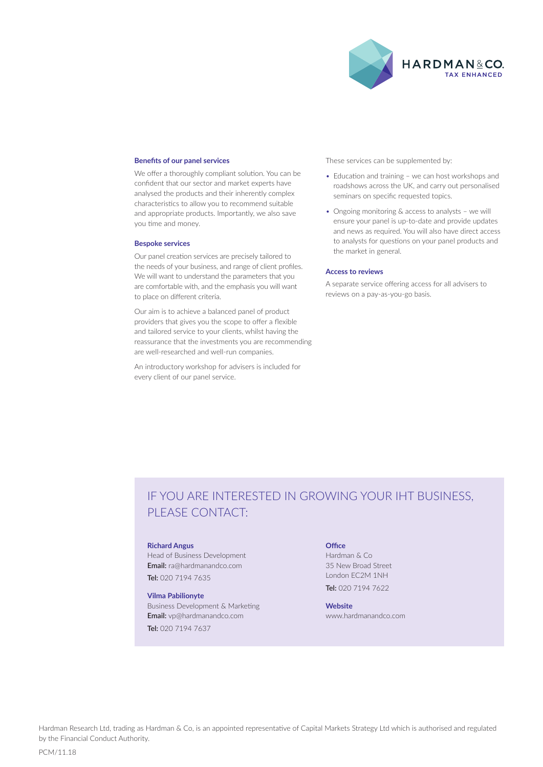HARDMAN & CO.
TAX ENHANCED

### Benefits of our panel services

We offer a thoroughly compliant solution. You can be confident that our sector and market experts have analysed the products and their inherently complex characteristics to allow you to recommend suitable and appropriate products. Importantly, we also save you time and money.

### Bespoke services

Our panel creation services are precisely tailored to the needs of your business, and range of client profiles. We will want to understand the parameters that you are comfortable with, and the emphasis you will want to place on different criteria.

Our aim is to achieve a balanced panel of product providers that gives you the scope to offer a flexible and tailored service to your clients, whilst having the reassurance that the investments you are recommending are well-researched and well-run companies.

An introductory workshop for advisers is included for every client of our panel service.

These services can be supplemented by:

- Education and training – we can host workshops and roadshows across the UK, and carry out personalised seminars on specific requested topics.
- Ongoing monitoring & access to analysts – we will ensure your panel is up-to-date and provide updates and news as required. You will also have direct access to analysts for questions on your panel products and the market in general.

### Access to reviews

A separate service offering access for all advisers to reviews on a pay-as-you-go basis.

## IF YOU ARE INTERESTED IN GROWING YOUR IHT BUSINESS, PLEASE CONTACT:

**Richard Angus**
Head of Business Development
**Email:** ra@hardmanandco.com
**Tel:** 020 7194 7635

**Vilma Pabilionyte**
Business Development & Marketing
**Email:** vp@hardmanandco.com
**Tel:** 020 7194 7637

**Office**
Hardman & Co
35 New Broad Street
London EC2M 1NH
**Tel:** 020 7194 7622

**Website**
www.hardmanandco.com

Hardman Research Ltd, trading as Hardman & Co, is an appointed representative of Capital Markets Strategy Ltd which is authorised and regulated by the Financial Conduct Authority.

PCM/11.18